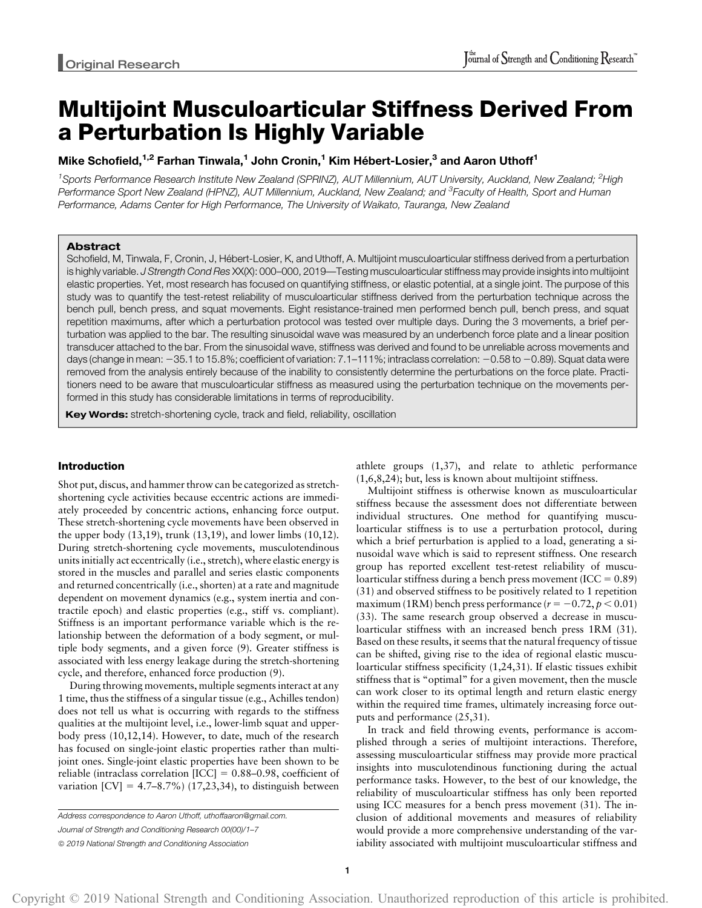Original Research

# Multijoint Musculoarticular Stiffness Derived From a Perturbation Is Highly Variable

**Mike Schofield,[1,2] Farhan Tinwala,[1] John Cronin,[1] Kim Hébert-Losier,[3] and Aaron Uthoff[1]**

[1]Sports Performance Research Institute New Zealand (SPRINZ), AUT Millennium, AUT University, Auckland, New Zealand; [2]High Performance Sport New Zealand (HPNZ), AUT Millennium, Auckland, New Zealand; and [3]Faculty of Health, Sport and Human Performance, Adams Center for High Performance, The University of Waikato, Tauranga, New Zealand

## Abstract

Schofield, M, Tinwala, F, Cronin, J, Hébert-Losier, K, and Uthoff, A. Multijoint musculoarticular stiffness derived from a perturbation is highly variable. *J Strength Cond Res* XX(X): 000–000, 2019—Testing musculoarticular stiffness may provide insights into multijoint elastic properties. Yet, most research has focused on quantifying stiffness, or elastic potential, at a single joint. The purpose of this study was to quantify the test-retest reliability of musculoarticular stiffness derived from the perturbation technique across the bench pull, bench press, and squat movements. Eight resistance-trained men performed bench pull, bench press, and squat repetition maximums, after which a perturbation protocol was tested over multiple days. During the 3 movements, a brief perturbation was applied to the bar. The resulting sinusoidal wave was measured by an underbench force plate and a linear position transducer attached to the bar. From the sinusoidal wave, stiffness was derived and found to be unreliable across movements and days (change in mean: −35.1 to 15.8%; coefficient of variation: 7.1–111%; intraclass correlation: −0.58 to −0.89). Squat data were removed from the analysis entirely because of the inability to consistently determine the perturbations on the force plate. Practitioners need to be aware that musculoarticular stiffness as measured using the perturbation technique on the movements performed in this study has considerable limitations in terms of reproducibility.

**Key Words:** stretch-shortening cycle, track and field, reliability, oscillation

## Introduction

Shot put, discus, and hammer throw can be categorized as stretch-shortening cycle activities because eccentric actions are immediately proceeded by concentric actions, enhancing force output. These stretch-shortening cycle movements have been observed in the upper body (13,19), trunk (13,19), and lower limbs (10,12). During stretch-shortening cycle movements, musculotendinous units initially act eccentrically (i.e., stretch), where elastic energy is stored in the muscles and parallel and series elastic components and returned concentrically (i.e., shorten) at a rate and magnitude dependent on movement dynamics (e.g., system inertia and contractile epoch) and elastic properties (e.g., stiff vs. compliant). Stiffness is an important performance variable which is the relationship between the deformation of a body segment, or multiple body segments, and a given force (9). Greater stiffness is associated with less energy leakage during the stretch-shortening cycle, and therefore, enhanced force production (9).

During throwing movements, multiple segments interact at any 1 time, thus the stiffness of a singular tissue (e.g., Achilles tendon) does not tell us what is occurring with regards to the stiffness qualities at the multijoint level, i.e., lower-limb squat and upper-body press (10,12,14). However, to date, much of the research has focused on single-joint elastic properties rather than multijoint ones. Single-joint elastic properties have been shown to be reliable (intraclass correlation [ICC] = 0.88–0.98, coefficient of variation [CV] = 4.7–8.7%) (17,23,34), to distinguish between athlete groups (1,37), and relate to athletic performance (1,6,8,24); but, less is known about multijoint stiffness.

Multijoint stiffness is otherwise known as musculoarticular stiffness because the assessment does not differentiate between individual structures. One method for quantifying musculoarticular stiffness is to use a perturbation protocol, during which a brief perturbation is applied to a load, generating a sinusoidal wave which is said to represent stiffness. One research group has reported excellent test-retest reliability of musculoarticular stiffness during a bench press movement (ICC = 0.89) (31) and observed stiffness to be positively related to 1 repetition maximum (1RM) bench press performance ($r = -0.72$, $p < 0.01$) (33). The same research group observed a decrease in musculoarticular stiffness with an increased bench press 1RM (31). Based on these results, it seems that the natural frequency of tissue can be shifted, giving rise to the idea of regional elastic musculoarticular stiffness specificity (1,24,31). If elastic tissues exhibit stiffness that is "optimal" for a given movement, then the muscle can work closer to its optimal length and return elastic energy within the required time frames, ultimately increasing force outputs and performance (25,31).

In track and field throwing events, performance is accomplished through a series of multijoint interactions. Therefore, assessing musculoarticular stiffness may provide more practical insights into musculotendinous functioning during the actual performance tasks. However, to the best of our knowledge, the reliability of musculoarticular stiffness has only been reported using ICC measures for a bench press movement (31). The inclusion of additional movements and measures of reliability would provide a more comprehensive understanding of the variability associated with multijoint musculoarticular stiffness and

Address correspondence to Aaron Uthoff, uthoffaaron@gmail.com.

Journal of Strength and Conditioning Research 00(00)/1–7

© 2019 National Strength and Conditioning Association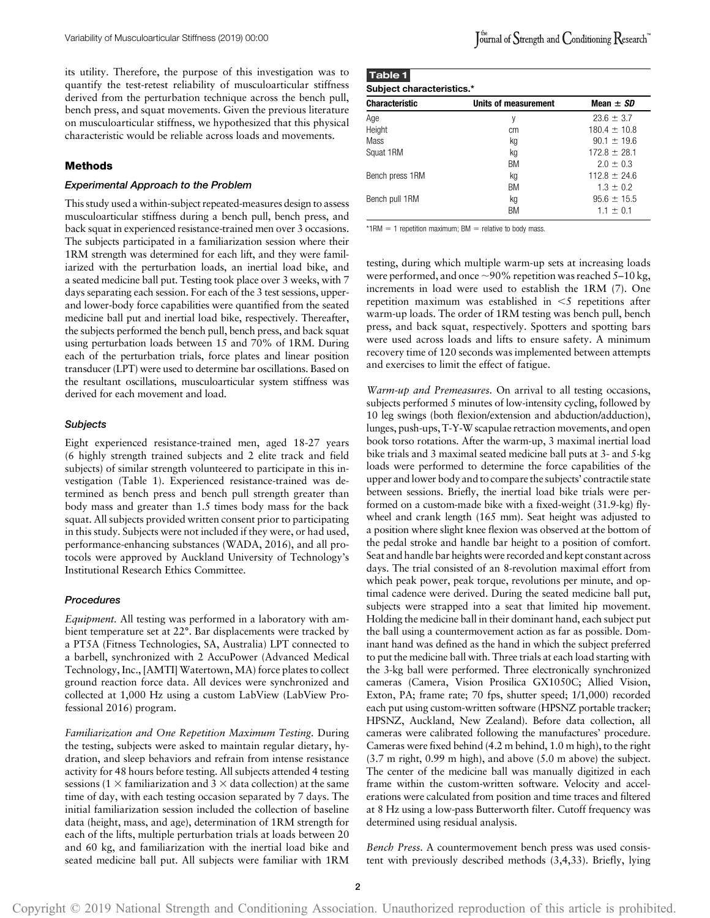its utility. Therefore, the purpose of this investigation was to quantify the test-retest reliability of musculoarticular stiffness derived from the perturbation technique across the bench pull, bench press, and squat movements. Given the previous literature on musculoarticular stiffness, we hypothesized that this physical characteristic would be reliable across loads and movements.

## Methods

### Experimental Approach to the Problem

This study used a within-subject repeated-measures design to assess musculoarticular stiffness during a bench pull, bench press, and back squat in experienced resistance-trained men over 3 occasions. The subjects participated in a familiarization session where their 1RM strength was determined for each lift, and they were familiarized with the perturbation loads, an inertial load bike, and a seated medicine ball put. Testing took place over 3 weeks, with 7 days separating each session. For each of the 3 test sessions, upper- and lower-body force capabilities were quantified from the seated medicine ball put and inertial load bike, respectively. Thereafter, the subjects performed the bench pull, bench press, and back squat using perturbation loads between 15 and 70% of 1RM. During each of the perturbation trials, force plates and linear position transducer (LPT) were used to determine bar oscillations. Based on the resultant oscillations, musculoarticular system stiffness was derived for each movement and load.

### Subjects

Eight experienced resistance-trained men, aged 18-27 years (6 highly strength trained subjects and 2 elite track and field subjects) of similar strength volunteered to participate in this investigation (Table 1). Experienced resistance-trained was determined as bench press and bench pull strength greater than body mass and greater than 1.5 times body mass for the back squat. All subjects provided written consent prior to participating in this study. Subjects were not included if they were, or had used, performance-enhancing substances (WADA, 2016), and all protocols were approved by Auckland University of Technology's Institutional Research Ethics Committee.

### Procedures

*Equipment.* All testing was performed in a laboratory with ambient temperature set at 22°. Bar displacements were tracked by a PT5A (Fitness Technologies, SA, Australia) LPT connected to a barbell, synchronized with 2 AccuPower (Advanced Medical Technology, Inc., [AMTI] Watertown, MA) force plates to collect ground reaction force data. All devices were synchronized and collected at 1,000 Hz using a custom LabView (LabView Professional 2016) program.

*Familiarization and One Repetition Maximum Testing.* During the testing, subjects were asked to maintain regular dietary, hydration, and sleep behaviors and refrain from intense resistance activity for 48 hours before testing. All subjects attended 4 testing sessions (1 × familiarization and 3 × data collection) at the same time of day, with each testing occasion separated by 7 days. The initial familiarization session included the collection of baseline data (height, mass, and age), determination of 1RM strength for each of the lifts, multiple perturbation trials at loads between 20 and 60 kg, and familiarization with the inertial load bike and seated medicine ball put. All subjects were familiar with 1RM testing, during which multiple warm-up sets at increasing loads were performed, and once ~90% repetition was reached 5–10 kg, increments in load were used to establish the 1RM (7). One repetition maximum was established in <5 repetitions after warm-up loads. The order of 1RM testing was bench pull, bench press, and back squat, respectively. Spotters and spotting bars were used across loads and lifts to ensure safety. A minimum recovery time of 120 seconds was implemented between attempts and exercises to limit the effect of fatigue.

**Table 1**
**Subject characteristics.***

| Characteristic | Units of measurement | Mean ± *SD* |
|---|---|---|
| Age | y | 23.6 ± 3.7 |
| Height | cm | 180.4 ± 10.8 |
| Mass | kg | 90.1 ± 19.6 |
| Squat 1RM | kg | 172.8 ± 28.1 |
| | BM | 2.0 ± 0.3 |
| Bench press 1RM | kg | 112.8 ± 24.6 |
| | BM | 1.3 ± 0.2 |
| Bench pull 1RM | kg | 95.6 ± 15.5 |
| | BM | 1.1 ± 0.1 |

*1RM = 1 repetition maximum; BM = relative to body mass.

*Warm-up and Premeasures.* On arrival to all testing occasions, subjects performed 5 minutes of low-intensity cycling, followed by 10 leg swings (both flexion/extension and abduction/adduction), lunges, push-ups, T-Y-W scapulae retraction movements, and open book torso rotations. After the warm-up, 3 maximal inertial load bike trials and 3 maximal seated medicine ball puts at 3- and 5-kg loads were performed to determine the force capabilities of the upper and lower body and to compare the subjects' contractile state between sessions. Briefly, the inertial load bike trials were performed on a custom-made bike with a fixed-weight (31.9-kg) flywheel and crank length (165 mm). Seat height was adjusted to a position where slight knee flexion was observed at the bottom of the pedal stroke and handle bar height to a position of comfort. Seat and handle bar heights were recorded and kept constant across days. The trial consisted of an 8-revolution maximal effort from which peak power, peak torque, revolutions per minute, and optimal cadence were derived. During the seated medicine ball put, subjects were strapped into a seat that limited hip movement. Holding the medicine ball in their dominant hand, each subject put the ball using a countermovement action as far as possible. Dominant hand was defined as the hand in which the subject preferred to put the medicine ball with. Three trials at each load starting with the 3-kg ball were performed. Three electronically synchronized cameras (Camera, Vision Prosilica GX1050C; Allied Vision, Exton, PA; frame rate; 70 fps, shutter speed; 1/1,000) recorded each put using custom-written software (HPSNZ portable tracker; HPSNZ, Auckland, New Zealand). Before data collection, all cameras were calibrated following the manufactures' procedure. Cameras were fixed behind (4.2 m behind, 1.0 m high), to the right (3.7 m right, 0.99 m high), and above (5.0 m above) the subject. The center of the medicine ball was manually digitized in each frame within the custom-written software. Velocity and accelerations were calculated from position and time traces and filtered at 8 Hz using a low-pass Butterworth filter. Cutoff frequency was determined using residual analysis.

*Bench Press.* A countermovement bench press was used consistent with previously described methods (3,4,33). Briefly, lying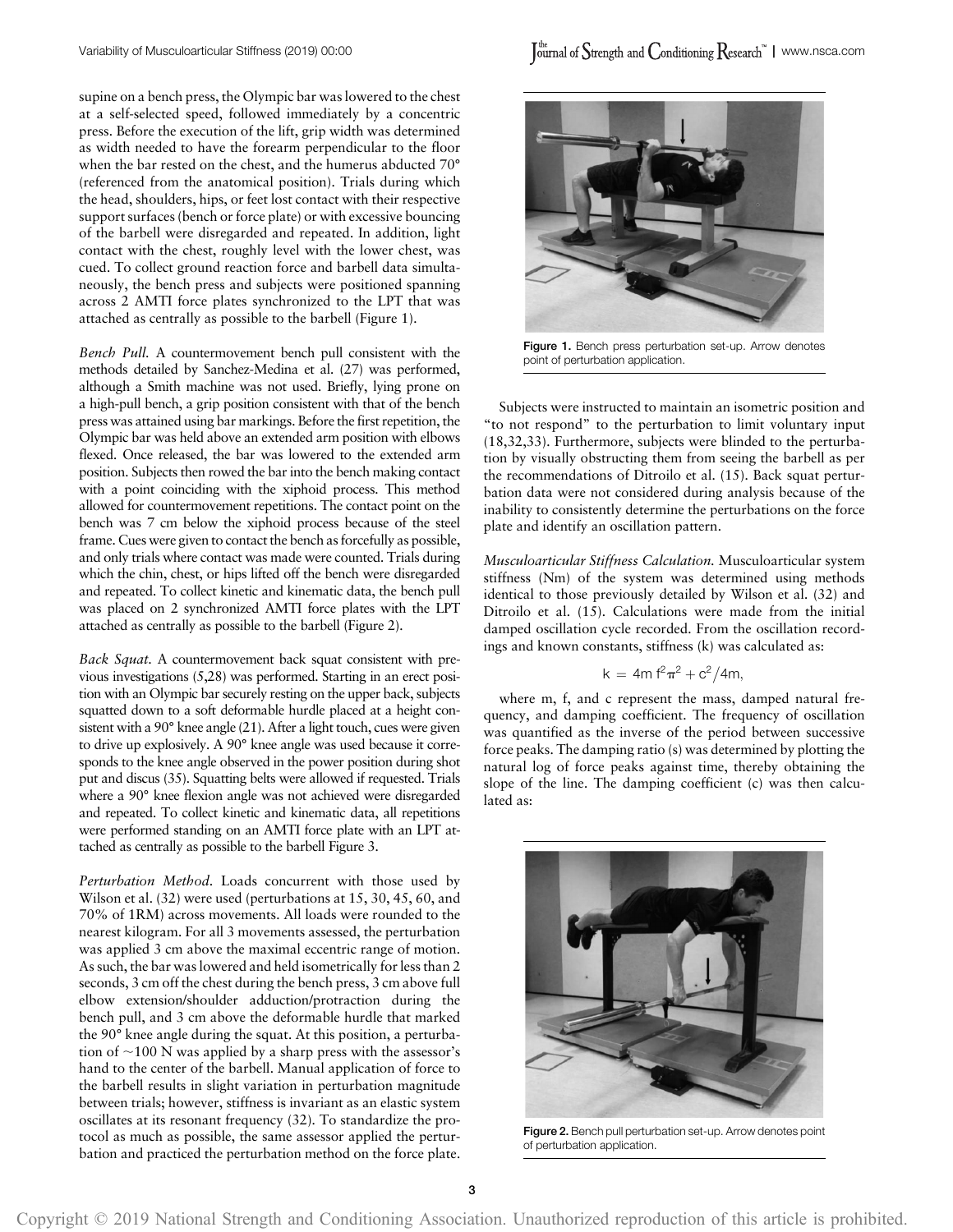supine on a bench press, the Olympic bar was lowered to the chest at a self-selected speed, followed immediately by a concentric press. Before the execution of the lift, grip width was determined as width needed to have the forearm perpendicular to the floor when the bar rested on the chest, and the humerus abducted 70° (referenced from the anatomical position). Trials during which the head, shoulders, hips, or feet lost contact with their respective support surfaces (bench or force plate) or with excessive bouncing of the barbell were disregarded and repeated. In addition, light contact with the chest, roughly level with the lower chest, was cued. To collect ground reaction force and barbell data simultaneously, the bench press and subjects were positioned spanning across 2 AMTI force plates synchronized to the LPT that was attached as centrally as possible to the barbell (Figure 1).

*Bench Pull.* A countermovement bench pull consistent with the methods detailed by Sanchez-Medina et al. (27) was performed, although a Smith machine was not used. Briefly, lying prone on a high-pull bench, a grip position consistent with that of the bench press was attained using bar markings. Before the first repetition, the Olympic bar was held above an extended arm position with elbows flexed. Once released, the bar was lowered to the extended arm position. Subjects then rowed the bar into the bench making contact with a point coinciding with the xiphoid process. This method allowed for countermovement repetitions. The contact point on the bench was 7 cm below the xiphoid process because of the steel frame. Cues were given to contact the bench as forcefully as possible, and only trials where contact was made were counted. Trials during which the chin, chest, or hips lifted off the bench were disregarded and repeated. To collect kinetic and kinematic data, the bench pull was placed on 2 synchronized AMTI force plates with the LPT attached as centrally as possible to the barbell (Figure 2).

*Back Squat.* A countermovement back squat consistent with previous investigations (5,28) was performed. Starting in an erect position with an Olympic bar securely resting on the upper back, subjects squatted down to a soft deformable hurdle placed at a height consistent with a 90° knee angle (21). After a light touch, cues were given to drive up explosively. A 90° knee angle was used because it corresponds to the knee angle observed in the power position during shot put and discus (35). Squatting belts were allowed if requested. Trials where a 90° knee flexion angle was not achieved were disregarded and repeated. To collect kinetic and kinematic data, all repetitions were performed standing on an AMTI force plate with an LPT attached as centrally as possible to the barbell Figure 3.

*Perturbation Method.* Loads concurrent with those used by Wilson et al. (32) were used (perturbations at 15, 30, 45, 60, and 70% of 1RM) across movements. All loads were rounded to the nearest kilogram. For all 3 movements assessed, the perturbation was applied 3 cm above the maximal eccentric range of motion. As such, the bar was lowered and held isometrically for less than 2 seconds, 3 cm off the chest during the bench press, 3 cm above full elbow extension/shoulder adduction/protraction during the bench pull, and 3 cm above the deformable hurdle that marked the 90° knee angle during the squat. At this position, a perturbation of ~100 N was applied by a sharp press with the assessor's hand to the center of the barbell. Manual application of force to the barbell results in slight variation in perturbation magnitude between trials; however, stiffness is invariant as an elastic system oscillates at its resonant frequency (32). To standardize the protocol as much as possible, the same assessor applied the perturbation and practiced the perturbation method on the force plate.

Figure 1. Bench press perturbation set-up. Arrow denotes point of perturbation application.

Subjects were instructed to maintain an isometric position and "to not respond" to the perturbation to limit voluntary input (18,32,33). Furthermore, subjects were blinded to the perturbation by visually obstructing them from seeing the barbell as per the recommendations of Ditroilo et al. (15). Back squat perturbation data were not considered during analysis because of the inability to consistently determine the perturbations on the force plate and identify an oscillation pattern.

*Musculoarticular Stiffness Calculation.* Musculoarticular system stiffness (Nm) of the system was determined using methods identical to those previously detailed by Wilson et al. (32) and Ditroilo et al. (15). Calculations were made from the initial damped oscillation cycle recorded. From the oscillation recordings and known constants, stiffness (k) was calculated as:

$$k = 4m\,f^2\pi^2 + c^2/4m,$$

where m, f, and c represent the mass, damped natural frequency, and damping coefficient. The frequency of oscillation was quantified as the inverse of the period between successive force peaks. The damping ratio (s) was determined by plotting the natural log of force peaks against time, thereby obtaining the slope of the line. The damping coefficient (c) was then calculated as:

Figure 2. Bench pull perturbation set-up. Arrow denotes point of perturbation application.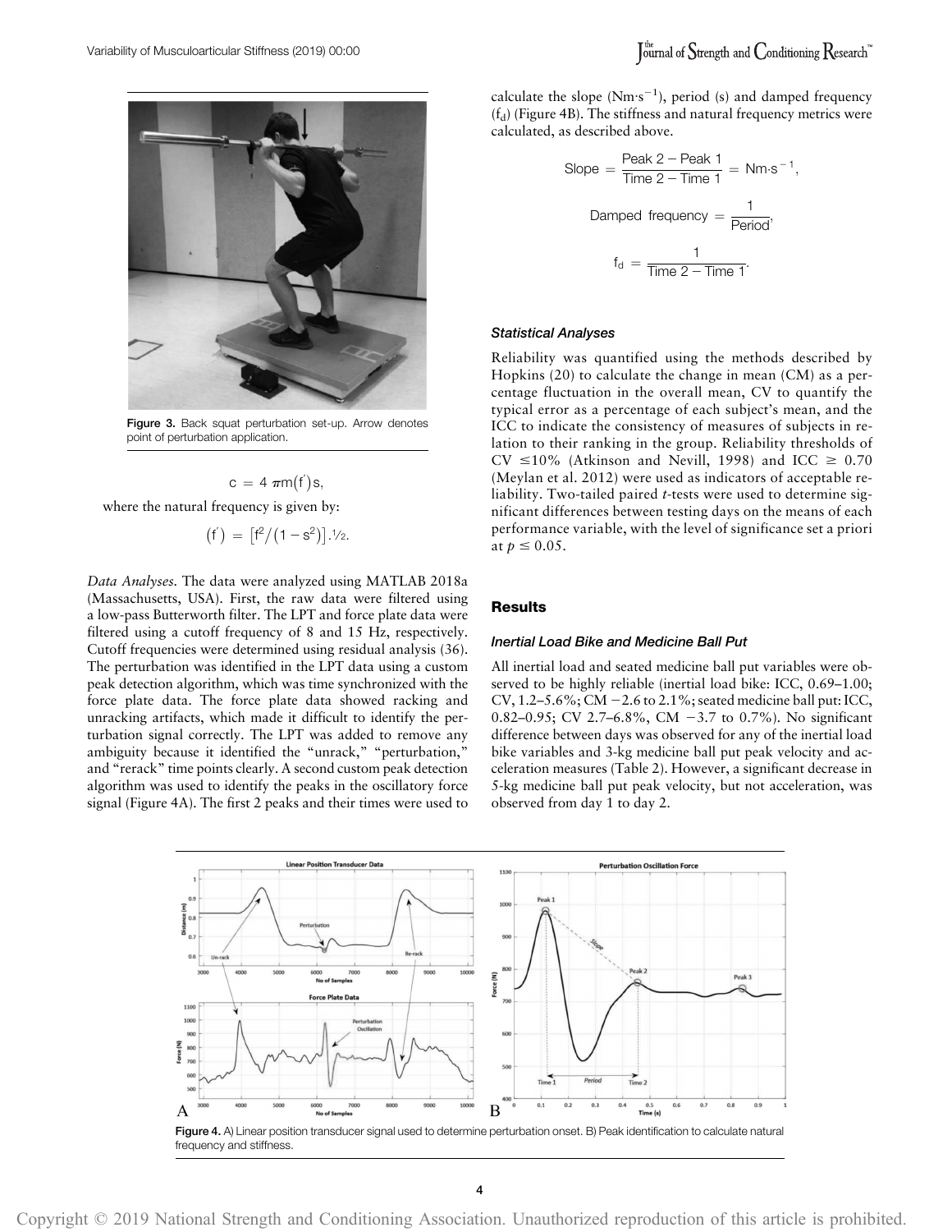Figure 3. Back squat perturbation set-up. Arrow denotes point of perturbation application.

$$c = 4\,\pi m(f')s,$$

where the natural frequency is given by:

$$(f') = \left[f^2/(1 - s^2)\right].^{1/2}.$$

*Data Analyses.* The data were analyzed using MATLAB 2018a (Massachusetts, USA). First, the raw data were filtered using a low-pass Butterworth filter. The LPT and force plate data were filtered using a cutoff frequency of 8 and 15 Hz, respectively. Cutoff frequencies were determined using residual analysis (36). The perturbation was identified in the LPT data using a custom peak detection algorithm, which was time synchronized with the force plate data. The force plate data showed racking and unracking artifacts, which made it difficult to identify the perturbation signal correctly. The LPT was added to remove any ambiguity because it identified the "unrack," "perturbation," and "rerack" time points clearly. A second custom peak detection algorithm was used to identify the peaks in the oscillatory force signal (Figure 4A). The first 2 peaks and their times were used to calculate the slope ($Nm{\cdot}s^{-1}$), period (s) and damped frequency ($f_d$) (Figure 4B). The stiffness and natural frequency metrics were calculated, as described above.

$$\text{Slope} = \frac{\text{Peak 2} - \text{Peak 1}}{\text{Time 2} - \text{Time 1}} = Nm{\cdot}s^{-1},$$

$$\text{Damped frequency} = \frac{1}{\text{Period}},$$

$$f_d = \frac{1}{\text{Time 2} - \text{Time 1}}.$$

### Statistical Analyses

Reliability was quantified using the methods described by Hopkins (20) to calculate the change in mean (CM) as a percentage fluctuation in the overall mean, CV to quantify the typical error as a percentage of each subject's mean, and the ICC to indicate the consistency of measures of subjects in relation to their ranking in the group. Reliability thresholds of CV $\leq 10\%$ (Atkinson and Nevill, 1998) and ICC $\geq 0.70$ (Meylan et al. 2012) were used as indicators of acceptable reliability. Two-tailed paired *t*-tests were used to determine significant differences between testing days on the means of each performance variable, with the level of significance set a priori at $p \leq 0.05$.

## Results

### Inertial Load Bike and Medicine Ball Put

All inertial load and seated medicine ball put variables were observed to be highly reliable (inertial load bike: ICC, 0.69–1.00; CV, 1.2–5.6%; CM −2.6 to 2.1%; seated medicine ball put: ICC, 0.82–0.95; CV 2.7–6.8%, CM −3.7 to 0.7%). No significant difference between days was observed for any of the inertial load bike variables and 3-kg medicine ball put peak velocity and acceleration measures (Table 2). However, a significant decrease in 5-kg medicine ball put peak velocity, but not acceleration, was observed from day 1 to day 2.

Figure 4. A) Linear position transducer signal used to determine perturbation onset. B) Peak identification to calculate natural frequency and stiffness.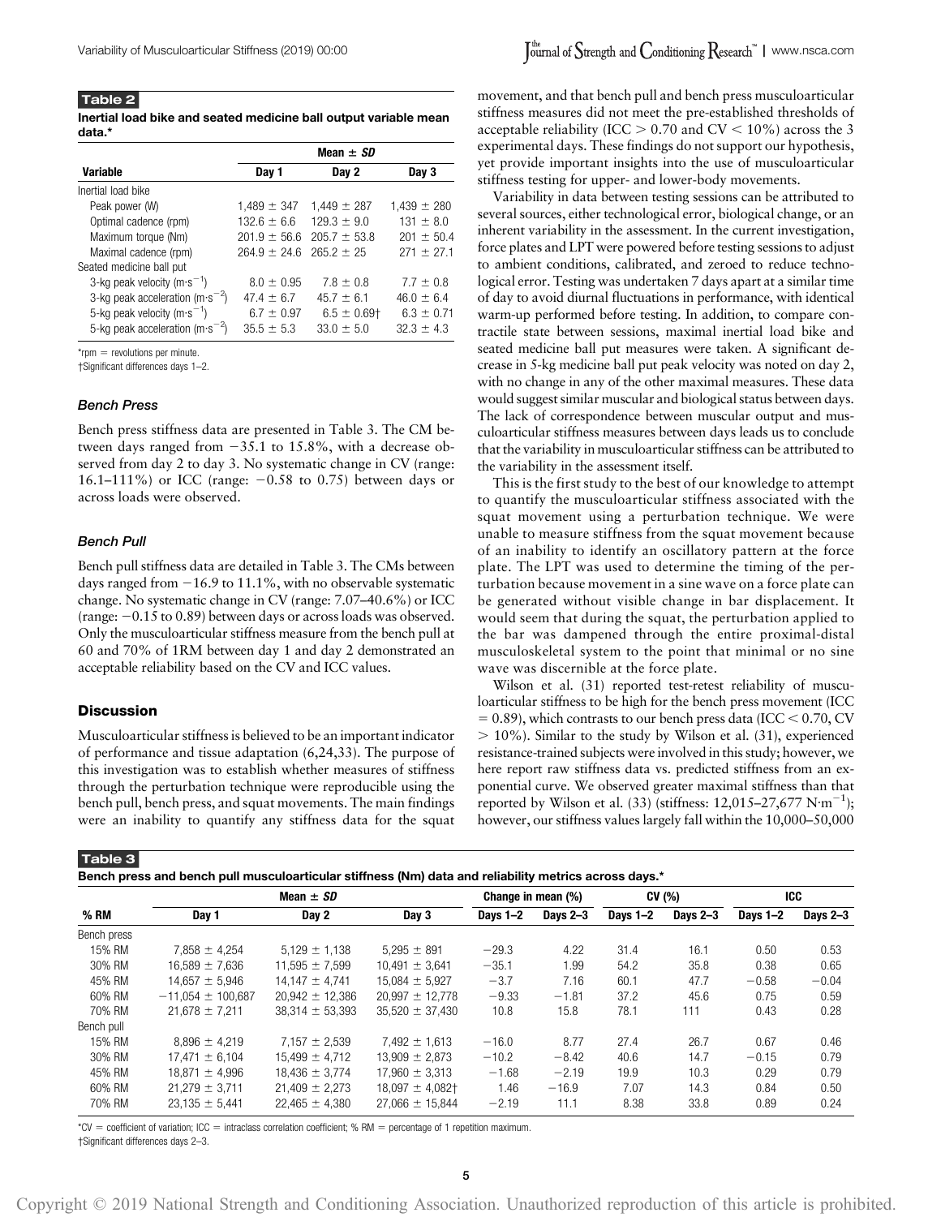**Table 2**

**Inertial load bike and seated medicine ball output variable mean data.***

| Variable | Mean ± *SD* | | |
|---|---|---|---|
| | Day 1 | Day 2 | Day 3 |
| Inertial load bike | | | |
| Peak power (W) | 1,489 ± 347 | 1,449 ± 287 | 1,439 ± 280 |
| Optimal cadence (rpm) | 132.6 ± 6.6 | 129.3 ± 9.0 | 131 ± 8.0 |
| Maximum torque (Nm) | 201.9 ± 56.6 | 205.7 ± 53.8 | 201 ± 50.4 |
| Maximal cadence (rpm) | 264.9 ± 24.6 | 265.2 ± 25 | 271 ± 27.1 |
| Seated medicine ball put | | | |
| 3-kg peak velocity ($m \cdot s^{-1}$) | 8.0 ± 0.95 | 7.8 ± 0.8 | 7.7 ± 0.8 |
| 3-kg peak acceleration ($m \cdot s^{-2}$) | 47.4 ± 6.7 | 45.7 ± 6.1 | 46.0 ± 6.4 |
| 5-kg peak velocity ($m \cdot s^{-1}$) | 6.7 ± 0.97 | 6.5 ± 0.69† | 6.3 ± 0.71 |
| 5-kg peak acceleration ($m \cdot s^{-2}$) | 35.5 ± 5.3 | 33.0 ± 5.0 | 32.3 ± 4.3 |

*rpm = revolutions per minute.
†Significant differences days 1–2.

### Bench Press

Bench press stiffness data are presented in Table 3. The CM between days ranged from −35.1 to 15.8%, with a decrease observed from day 2 to day 3. No systematic change in CV (range: 16.1–111%) or ICC (range: −0.58 to 0.75) between days or across loads were observed.

### Bench Pull

Bench pull stiffness data are detailed in Table 3. The CMs between days ranged from −16.9 to 11.1%, with no observable systematic change. No systematic change in CV (range: 7.07–40.6%) or ICC (range: −0.15 to 0.89) between days or across loads was observed. Only the musculoarticular stiffness measure from the bench pull at 60 and 70% of 1RM between day 1 and day 2 demonstrated an acceptable reliability based on the CV and ICC values.

## Discussion

Musculoarticular stiffness is believed to be an important indicator of performance and tissue adaptation (6,24,33). The purpose of this investigation was to establish whether measures of stiffness through the perturbation technique were reproducible using the bench pull, bench press, and squat movements. The main findings were an inability to quantify any stiffness data for the squat movement, and that bench pull and bench press musculoarticular stiffness measures did not meet the pre-established thresholds of acceptable reliability (ICC > 0.70 and CV < 10%) across the 3 experimental days. These findings do not support our hypothesis, yet provide important insights into the use of musculoarticular stiffness testing for upper- and lower-body movements.

Variability in data between testing sessions can be attributed to several sources, either technological error, biological change, or an inherent variability in the assessment. In the current investigation, force plates and LPT were powered before testing sessions to adjust to ambient conditions, calibrated, and zeroed to reduce technological error. Testing was undertaken 7 days apart at a similar time of day to avoid diurnal fluctuations in performance, with identical warm-up performed before testing. In addition, to compare contractile state between sessions, maximal inertial load bike and seated medicine ball put measures were taken. A significant decrease in 5-kg medicine ball put peak velocity was noted on day 2, with no change in any of the other maximal measures. These data would suggest similar muscular and biological status between days. The lack of correspondence between muscular output and musculoarticular stiffness measures between days leads us to conclude that the variability in musculoarticular stiffness can be attributed to the variability in the assessment itself.

This is the first study to the best of our knowledge to attempt to quantify the musculoarticular stiffness associated with the squat movement using a perturbation technique. We were unable to measure stiffness from the squat movement because of an inability to identify an oscillatory pattern at the force plate. The LPT was used to determine the timing of the perturbation because movement in a sine wave on a force plate can be generated without visible change in bar displacement. It would seem that during the squat, the perturbation applied to the bar was dampened through the entire proximal-distal musculoskeletal system to the point that minimal or no sine wave was discernible at the force plate.

Wilson et al. (31) reported test-retest reliability of musculoarticular stiffness to be high for the bench press movement (ICC = 0.89), which contrasts to our bench press data (ICC < 0.70, CV > 10%). Similar to the study by Wilson et al. (31), experienced resistance-trained subjects were involved in this study; however, we here report raw stiffness data vs. predicted stiffness from an exponential curve. We observed greater maximal stiffness than that reported by Wilson et al. (33) (stiffness: 12,015–27,677 $N \cdot m^{-1}$); however, our stiffness values largely fall within the 10,000–50,000

**Table 3**

**Bench press and bench pull musculoarticular stiffness (Nm) data and reliability metrics across days.***

| % RM | Mean ± *SD* | | | Change in mean (%) | | CV (%) | | ICC | |
|---|---|---|---|---|---|---|---|---|---|
| | Day 1 | Day 2 | Day 3 | Days 1–2 | Days 2–3 | Days 1–2 | Days 2–3 | Days 1–2 | Days 2–3 |
| Bench press | | | | | | | | | |
| 15% RM | 7,858 ± 4,254 | 5,129 ± 1,138 | 5,295 ± 891 | −29.3 | 4.22 | 31.4 | 16.1 | 0.50 | 0.53 |
| 30% RM | 16,589 ± 7,636 | 11,595 ± 7,599 | 10,491 ± 3,641 | −35.1 | 1.99 | 54.2 | 35.8 | 0.38 | 0.65 |
| 45% RM | 14,657 ± 5,946 | 14,147 ± 4,741 | 15,084 ± 5,927 | −3.7 | 7.16 | 60.1 | 47.7 | −0.58 | −0.04 |
| 60% RM | −11,054 ± 100,687 | 20,942 ± 12,386 | 20,997 ± 12,778 | −9.33 | −1.81 | 37.2 | 45.6 | 0.75 | 0.59 |
| 70% RM | 21,678 ± 7,211 | 38,314 ± 53,393 | 35,520 ± 37,430 | 10.8 | 15.8 | 78.1 | 111 | 0.43 | 0.28 |
| Bench pull | | | | | | | | | |
| 15% RM | 8,896 ± 4,219 | 7,157 ± 2,539 | 7,492 ± 1,613 | −16.0 | 8.77 | 27.4 | 26.7 | 0.67 | 0.46 |
| 30% RM | 17,471 ± 6,104 | 15,499 ± 4,712 | 13,909 ± 2,873 | −10.2 | −8.42 | 40.6 | 14.7 | −0.15 | 0.79 |
| 45% RM | 18,871 ± 4,996 | 18,436 ± 3,774 | 17,960 ± 3,313 | −1.68 | −2.19 | 19.9 | 10.3 | 0.29 | 0.79 |
| 60% RM | 21,279 ± 3,711 | 21,409 ± 2,273 | 18,097 ± 4,082† | 1.46 | −16.9 | 7.07 | 14.3 | 0.84 | 0.50 |
| 70% RM | 23,135 ± 5,441 | 22,465 ± 4,380 | 27,066 ± 15,844 | −2.19 | 11.1 | 8.38 | 33.8 | 0.89 | 0.24 |

*CV = coefficient of variation; ICC = intraclass correlation coefficient; % RM = percentage of 1 repetition maximum.
†Significant differences days 2–3.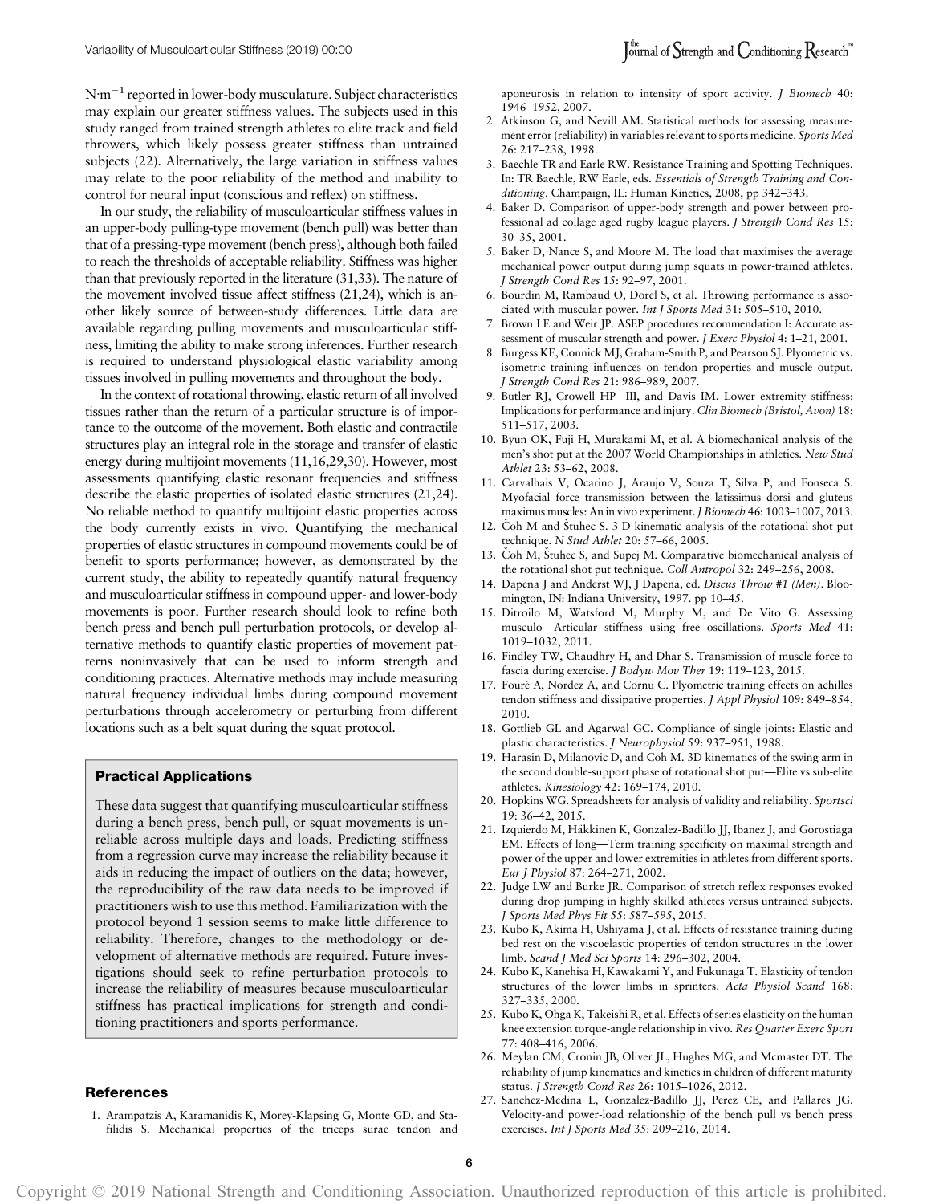$N \cdot m^{-1}$ reported in lower-body musculature. Subject characteristics may explain our greater stiffness values. The subjects used in this study ranged from trained strength athletes to elite track and field throwers, which likely possess greater stiffness than untrained subjects (22). Alternatively, the large variation in stiffness values may relate to the poor reliability of the method and inability to control for neural input (conscious and reflex) on stiffness.

In our study, the reliability of musculoarticular stiffness values in an upper-body pulling-type movement (bench pull) was better than that of a pressing-type movement (bench press), although both failed to reach the thresholds of acceptable reliability. Stiffness was higher than that previously reported in the literature (31,33). The nature of the movement involved tissue affect stiffness (21,24), which is another likely source of between-study differences. Little data are available regarding pulling movements and musculoarticular stiffness, limiting the ability to make strong inferences. Further research is required to understand physiological elastic variability among tissues involved in pulling movements and throughout the body.

In the context of rotational throwing, elastic return of all involved tissues rather than the return of a particular structure is of importance to the outcome of the movement. Both elastic and contractile structures play an integral role in the storage and transfer of elastic energy during multijoint movements (11,16,29,30). However, most assessments quantifying elastic resonant frequencies and stiffness describe the elastic properties of isolated elastic structures (21,24). No reliable method to quantify multijoint elastic properties across the body currently exists in vivo. Quantifying the mechanical properties of elastic structures in compound movements could be of benefit to sports performance; however, as demonstrated by the current study, the ability to repeatedly quantify natural frequency and musculoarticular stiffness in compound upper- and lower-body movements is poor. Further research should look to refine both bench press and bench pull perturbation protocols, or develop alternative methods to quantify elastic properties of movement patterns noninvasively that can be used to inform strength and conditioning practices. Alternative methods may include measuring natural frequency individual limbs during compound movement perturbations through accelerometry or perturbing from different locations such as a belt squat during the squat protocol.

## Practical Applications

These data suggest that quantifying musculoarticular stiffness during a bench press, bench pull, or squat movements is unreliable across multiple days and loads. Predicting stiffness from a regression curve may increase the reliability because it aids in reducing the impact of outliers on the data; however, the reproducibility of the raw data needs to be improved if practitioners wish to use this method. Familiarization with the protocol beyond 1 session seems to make little difference to reliability. Therefore, changes to the methodology or development of alternative methods are required. Future investigations should seek to refine perturbation protocols to increase the reliability of measures because musculoarticular stiffness has practical implications for strength and conditioning practitioners and sports performance.

## References

1. Arampatzis A, Karamanidis K, Morey-Klapsing G, Monte GD, and Stafilidis S. Mechanical properties of the triceps surae tendon and aponeurosis in relation to intensity of sport activity. *J Biomech* 40: 1946–1952, 2007.
2. Atkinson G, and Nevill AM. Statistical methods for assessing measurement error (reliability) in variables relevant to sports medicine. *Sports Med* 26: 217–238, 1998.
3. Baechle TR and Earle RW. Resistance Training and Spotting Techniques. In: TR Baechle, RW Earle, eds. *Essentials of Strength Training and Conditioning*. Champaign, IL: Human Kinetics, 2008, pp 342–343.
4. Baker D. Comparison of upper-body strength and power between professional ad collage aged rugby league players. *J Strength Cond Res* 15: 30–35, 2001.
5. Baker D, Nance S, and Moore M. The load that maximises the average mechanical power output during jump squats in power-trained athletes. *J Strength Cond Res* 15: 92–97, 2001.
6. Bourdin M, Rambaud O, Dorel S, et al. Throwing performance is associated with muscular power. *Int J Sports Med* 31: 505–510, 2010.
7. Brown LE and Weir JP. ASEP procedures recommendation I: Accurate assessment of muscular strength and power. *J Exerc Physiol* 4: 1–21, 2001.
8. Burgess KE, Connick MJ, Graham-Smith P, and Pearson SJ. Plyometric vs. isometric training influences on tendon properties and muscle output. *J Strength Cond Res* 21: 986–989, 2007.
9. Butler RJ, Crowell HP III, and Davis IM. Lower extremity stiffness: Implications for performance and injury. *Clin Biomech (Bristol, Avon)* 18: 511–517, 2003.
10. Byun OK, Fuji H, Murakami M, et al. A biomechanical analysis of the men's shot put at the 2007 World Championships in athletics. *New Stud Athlet* 23: 53–62, 2008.
11. Carvalhais V, Ocarino J, Araujo V, Souza T, Silva P, and Fonseca S. Myofacial force transmission between the latissimus dorsi and gluteus maximus muscles: An in vivo experiment. *J Biomech* 46: 1003–1007, 2013.
12. Čoh M and Štuhec S. 3-D kinematic analysis of the rotational shot put technique. *N Stud Athlet* 20: 57–66, 2005.
13. Čoh M, Štuhec S, and Supej M. Comparative biomechanical analysis of the rotational shot put technique. *Coll Antropol* 32: 249–256, 2008.
14. Dapena J and Anderst WJ, J Dapena, ed. *Discus Throw #1 (Men)*. Bloomington, IN: Indiana University, 1997. pp 10–45.
15. Ditroilo M, Watsford M, Murphy M, and De Vito G. Assessing musculo—Articular stiffness using free oscillations. *Sports Med* 41: 1019–1032, 2011.
16. Findley TW, Chaudhry H, and Dhar S. Transmission of muscle force to fascia during exercise. *J Bodyw Mov Ther* 19: 119–123, 2015.
17. Fouré A, Nordez A, and Cornu C. Plyometric training effects on achilles tendon stiffness and dissipative properties. *J Appl Physiol* 109: 849–854, 2010.
18. Gottlieb GL and Agarwal GC. Compliance of single joints: Elastic and plastic characteristics. *J Neurophysiol* 59: 937–951, 1988.
19. Harasin D, Milanovic D, and Coh M. 3D kinematics of the swing arm in the second double-support phase of rotational shot put—Elite vs sub-elite athletes. *Kinesiology* 42: 169–174, 2010.
20. Hopkins WG. Spreadsheets for analysis of validity and reliability. *Sportsci* 19: 36–42, 2015.
21. Izquierdo M, Häkkinen K, Gonzalez-Badillo JJ, Ibanez J, and Gorostiaga EM. Effects of long—Term training specificity on maximal strength and power of the upper and lower extremities in athletes from different sports. *Eur J Physiol* 87: 264–271, 2002.
22. Judge LW and Burke JR. Comparison of stretch reflex responses evoked during drop jumping in highly skilled athletes versus untrained subjects. *J Sports Med Phys Fit* 55: 587–595, 2015.
23. Kubo K, Akima H, Ushiyama J, et al. Effects of resistance training during bed rest on the viscoelastic properties of tendon structures in the lower limb. *Scand J Med Sci Sports* 14: 296–302, 2004.
24. Kubo K, Kanehisa H, Kawakami Y, and Fukunaga T. Elasticity of tendon structures of the lower limbs in sprinters. *Acta Physiol Scand* 168: 327–335, 2000.
25. Kubo K, Ohga K, Takeishi R, et al. Effects of series elasticity on the human knee extension torque-angle relationship in vivo. *Res Quarter Exerc Sport* 77: 408–416, 2006.
26. Meylan CM, Cronin JB, Oliver JL, Hughes MG, and Mcmaster DT. The reliability of jump kinematics and kinetics in children of different maturity status. *J Strength Cond Res* 26: 1015–1026, 2012.
27. Sanchez-Medina L, Gonzalez-Badillo JJ, Perez CE, and Pallares JG. Velocity-and power-load relationship of the bench pull vs bench press exercises. *Int J Sports Med* 35: 209–216, 2014.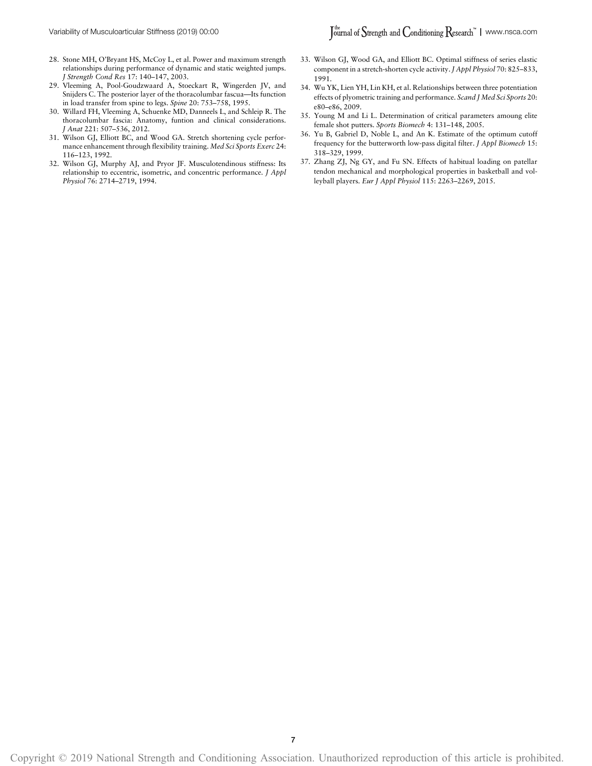28. Stone MH, O'Bryant HS, McCoy L, et al. Power and maximum strength relationships during performance of dynamic and static weighted jumps. *J Strength Cond Res* 17: 140–147, 2003.
29. Vleeming A, Pool-Goudzwaard A, Stoeckart R, Wingerden JV, and Snijders C. The posterior layer of the thoracolumbar fascua—Its function in load transfer from spine to legs. *Spine* 20: 753–758, 1995.
30. Willard FH, Vleeming A, Schuenke MD, Danneels L, and Schleip R. The thoracolumbar fascia: Anatomy, funtion and clinical considerations. *J Anat* 221: 507–536, 2012.
31. Wilson GJ, Elliott BC, and Wood GA. Stretch shortening cycle performance enhancement through flexibility training. *Med Sci Sports Exerc* 24: 116–123, 1992.
32. Wilson GJ, Murphy AJ, and Pryor JF. Musculotendinous stiffness: Its relationship to eccentric, isometric, and concentric performance. *J Appl Physiol* 76: 2714–2719, 1994.
33. Wilson GJ, Wood GA, and Elliott BC. Optimal stiffness of series elastic component in a stretch-shorten cycle activity. *J Appl Physiol* 70: 825–833, 1991.
34. Wu YK, Lien YH, Lin KH, et al. Relationships between three potentiation effects of plyometric training and performance. *Scand J Med Sci Sports* 20: e80–e86, 2009.
35. Young M and Li L. Determination of critical parameters amoung elite female shot putters. *Sports Biomech* 4: 131–148, 2005.
36. Yu B, Gabriel D, Noble L, and An K. Estimate of the optimum cutoff frequency for the butterworth low-pass digital filter. *J Appl Biomech* 15: 318–329, 1999.
37. Zhang ZJ, Ng GY, and Fu SN. Effects of habitual loading on patellar tendon mechanical and morphological properties in basketball and volleyball players. *Eur J Appl Physiol* 115: 2263–2269, 2015.